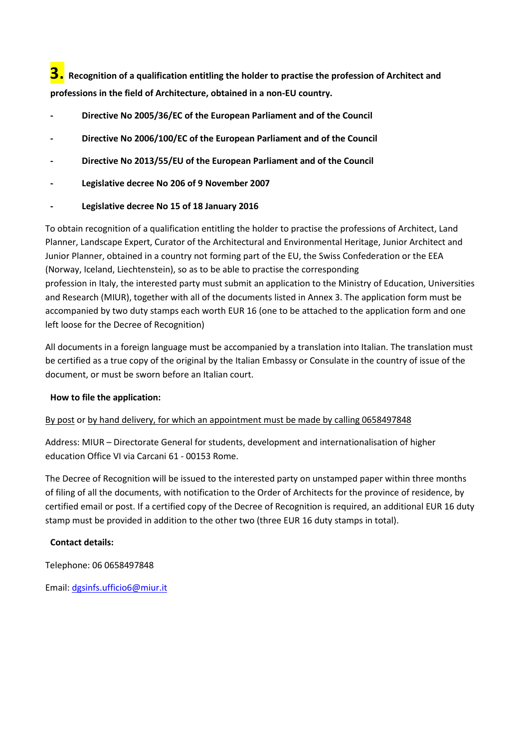## 3. Recognition of a qualification entitling the holder to practise the profession of Architect and professions in the field of Architecture, obtained in a non-EU country.

- **Directive No 2005/36/EC of the European Parliament and of the Council**
- **Directive No 2006/100/EC of the European Parliament and of the Council**
- **Directive No 2013/55/EU of the European Parliament and of the Council**
- **Legislative decree No 206 of 9 November 2007**
- **Legislative decree No 15 of 18 January 2016**

To obtain recognition of a qualification entitling the holder to practise the professions of Architect, Land Planner, Landscape Expert, Curator of the Architectural and Environmental Heritage, Junior Architect and Junior Planner, obtained in a country not forming part of the EU, the Swiss Confederation or the EEA (Norway, Iceland, Liechtenstein), so as to be able to practise the corresponding profession in Italy, the interested party must submit an application to the Ministry of Education, Universities and Research (MIUR), together with all of the documents listed in Annex 3. The application form must be accompanied by two duty stamps each worth EUR 16 (one to be attached to the application form and one left loose for the Decree of Recognition)

All documents in a foreign language must be accompanied by a translation into Italian. The translation must be certified as a true copy of the original by the Italian Embassy or Consulate in the country of issue of the document, or must be sworn before an Italian court.

**How to file the application:**

By post or by hand delivery, for which an appointment must be made by calling 0658497848

Address: MIUR – Directorate General for students, development and internationalisation of higher education Office VI via Carcani 61 - 00153 Rome.

The Decree of Recognition will be issued to the interested party on unstamped paper within three months of filing of all the documents, with notification to the Order of Architects for the province of residence, by certified email or post. If a certified copy of the Decree of Recognition is required, an additional EUR 16 duty stamp must be provided in addition to the other two (three EUR 16 duty stamps in total).

**Contact details:**

Telephone: 06 0658497848

Email: dgsinfs.ufficio6@miur.it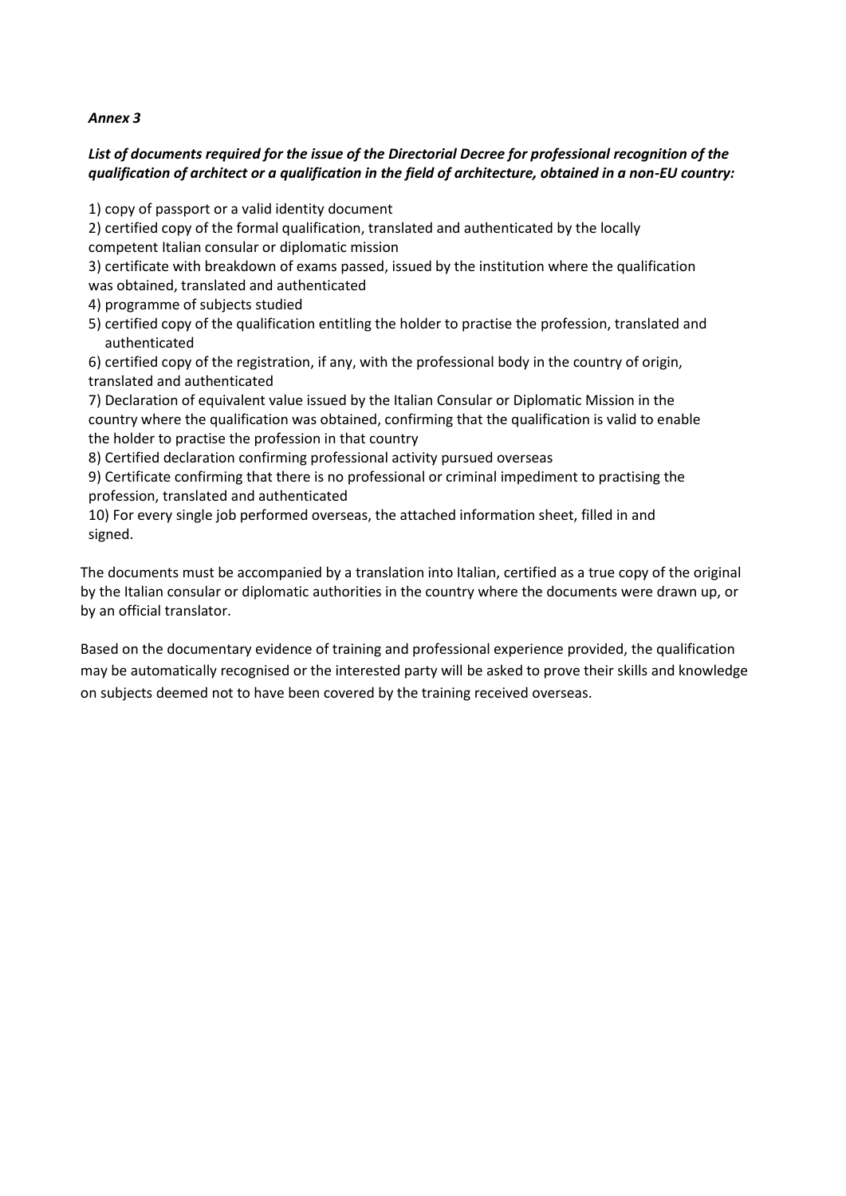*Annex 3*

***List of documents required for the issue of the Directorial Decree for professional recognition of the qualification of architect or a qualification in the field of architecture, obtained in a non-EU country:***

1) copy of passport or a valid identity document
2) certified copy of the formal qualification, translated and authenticated by the locally competent Italian consular or diplomatic mission
3) certificate with breakdown of exams passed, issued by the institution where the qualification was obtained, translated and authenticated
4) programme of subjects studied
5) certified copy of the qualification entitling the holder to practise the profession, translated and authenticated
6) certified copy of the registration, if any, with the professional body in the country of origin, translated and authenticated
7) Declaration of equivalent value issued by the Italian Consular or Diplomatic Mission in the country where the qualification was obtained, confirming that the qualification is valid to enable the holder to practise the profession in that country
8) Certified declaration confirming professional activity pursued overseas
9) Certificate confirming that there is no professional or criminal impediment to practising the profession, translated and authenticated
10) For every single job performed overseas, the attached information sheet, filled in and signed.

The documents must be accompanied by a translation into Italian, certified as a true copy of the original by the Italian consular or diplomatic authorities in the country where the documents were drawn up, or by an official translator.

Based on the documentary evidence of training and professional experience provided, the qualification may be automatically recognised or the interested party will be asked to prove their skills and knowledge on subjects deemed not to have been covered by the training received overseas.